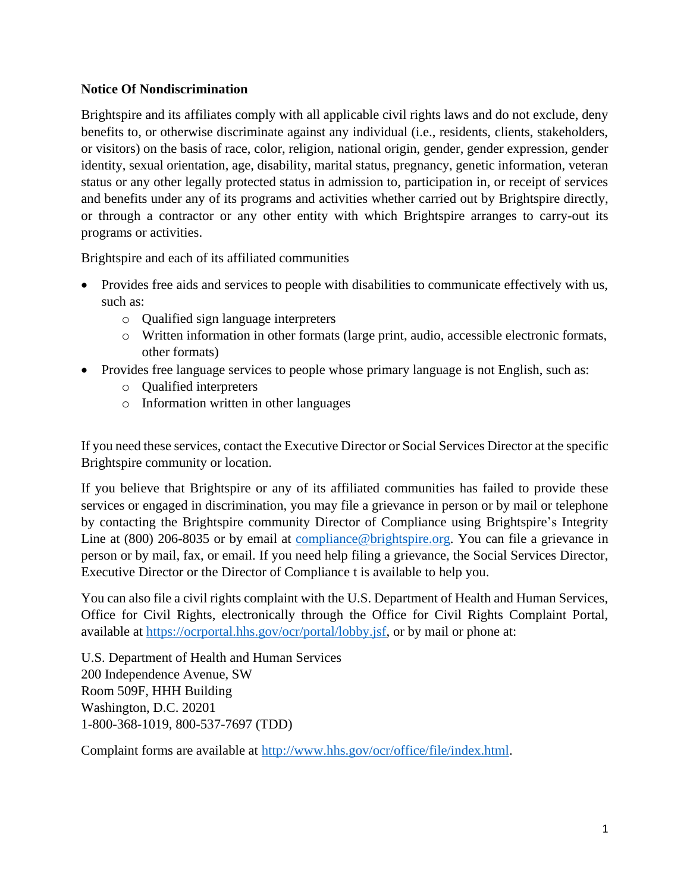**Notice Of Nondiscrimination**

Brightspire and its affiliates comply with all applicable civil rights laws and do not exclude, deny benefits to, or otherwise discriminate against any individual (i.e., residents, clients, stakeholders, or visitors) on the basis of race, color, religion, national origin, gender, gender expression, gender identity, sexual orientation, age, disability, marital status, pregnancy, genetic information, veteran status or any other legally protected status in admission to, participation in, or receipt of services and benefits under any of its programs and activities whether carried out by Brightspire directly, or through a contractor or any other entity with which Brightspire arranges to carry-out its programs or activities.

Brightspire and each of its affiliated communities

- Provides free aids and services to people with disabilities to communicate effectively with us, such as:
  - Qualified sign language interpreters
  - Written information in other formats (large print, audio, accessible electronic formats, other formats)
- Provides free language services to people whose primary language is not English, such as:
  - Qualified interpreters
  - Information written in other languages

If you need these services, contact the Executive Director or Social Services Director at the specific Brightspire community or location.

If you believe that Brightspire or any of its affiliated communities has failed to provide these services or engaged in discrimination, you may file a grievance in person or by mail or telephone by contacting the Brightspire community Director of Compliance using Brightspire's Integrity Line at (800) 206-8035 or by email at [compliance@brightspire.org](mailto:compliance@brightspire.org). You can file a grievance in person or by mail, fax, or email. If you need help filing a grievance, the Social Services Director, Executive Director or the Director of Compliance t is available to help you.

You can also file a civil rights complaint with the U.S. Department of Health and Human Services, Office for Civil Rights, electronically through the Office for Civil Rights Complaint Portal, available at [https://ocrportal.hhs.gov/ocr/portal/lobby.jsf](https://ocrportal.hhs.gov/ocr/portal/lobby.jsf), or by mail or phone at:

U.S. Department of Health and Human Services
200 Independence Avenue, SW
Room 509F, HHH Building
Washington, D.C. 20201
1-800-368-1019, 800-537-7697 (TDD)

Complaint forms are available at [http://www.hhs.gov/ocr/office/file/index.html](http://www.hhs.gov/ocr/office/file/index.html).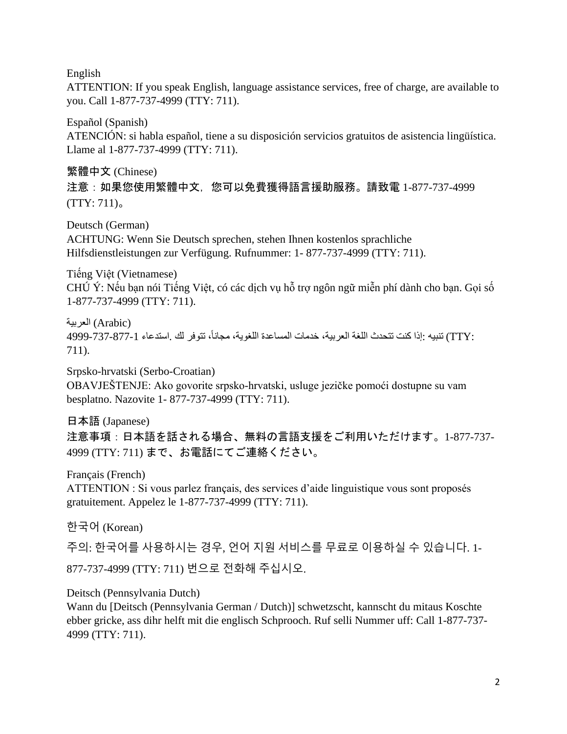English
ATTENTION: If you speak English, language assistance services, free of charge, are available to you. Call 1-877-737-4999 (TTY: 711).

Español (Spanish)
ATENCIÓN: si habla español, tiene a su disposición servicios gratuitos de asistencia lingüística. Llame al 1-877-737-4999 (TTY: 711).

繁體中文 (Chinese)
注意：如果您使用繁體中文，您可以免費獲得語言援助服務。請致電 1-877-737-4999 (TTY: 711)。

Deutsch (German)
ACHTUNG: Wenn Sie Deutsch sprechen, stehen Ihnen kostenlos sprachliche Hilfsdienstleistungen zur Verfügung. Rufnummer: 1- 877-737-4999 (TTY: 711).

Tiếng Việt (Vietnamese)
CHÚ Ý: Nếu bạn nói Tiếng Việt, có các dịch vụ hỗ trợ ngôn ngữ miễn phí dành cho bạn. Gọi số 1-877-737-4999 (TTY: 711).

العربية (Arabic)
تنبيه :إذا كنت تتحدث اللغة العربية، خدمات المساعدة اللغوية، مجاناً، تتوفر لك .استدعاء 1-877-737-4999 (TTY: 711).

Srpsko-hrvatski (Serbo-Croatian)
OBAVJEŠTENJE: Ako govorite srpsko-hrvatski, usluge jezičke pomoći dostupne su vam besplatno. Nazovite 1- 877-737-4999 (TTY: 711).

日本語 (Japanese)
注意事項：日本語を話される場合、無料の言語支援をご利用いただけます。1-877-737-4999 (TTY: 711) まで、お電話にてご連絡ください。

Français (French)
ATTENTION : Si vous parlez français, des services d'aide linguistique vous sont proposés gratuitement. Appelez le 1-877-737-4999 (TTY: 711).

한국어 (Korean)

주의: 한국어를 사용하시는 경우, 언어 지원 서비스를 무료로 이용하실 수 있습니다. 1-877-737-4999 (TTY: 711) 번으로 전화해 주십시오.

Deitsch (Pennsylvania Dutch)
Wann du [Deitsch (Pennsylvania German / Dutch)] schwetzscht, kannscht du mitaus Koschte ebber gricke, ass dihr helft mit die englisch Schprooch. Ruf selli Nummer uff: Call 1-877-737-4999 (TTY: 711).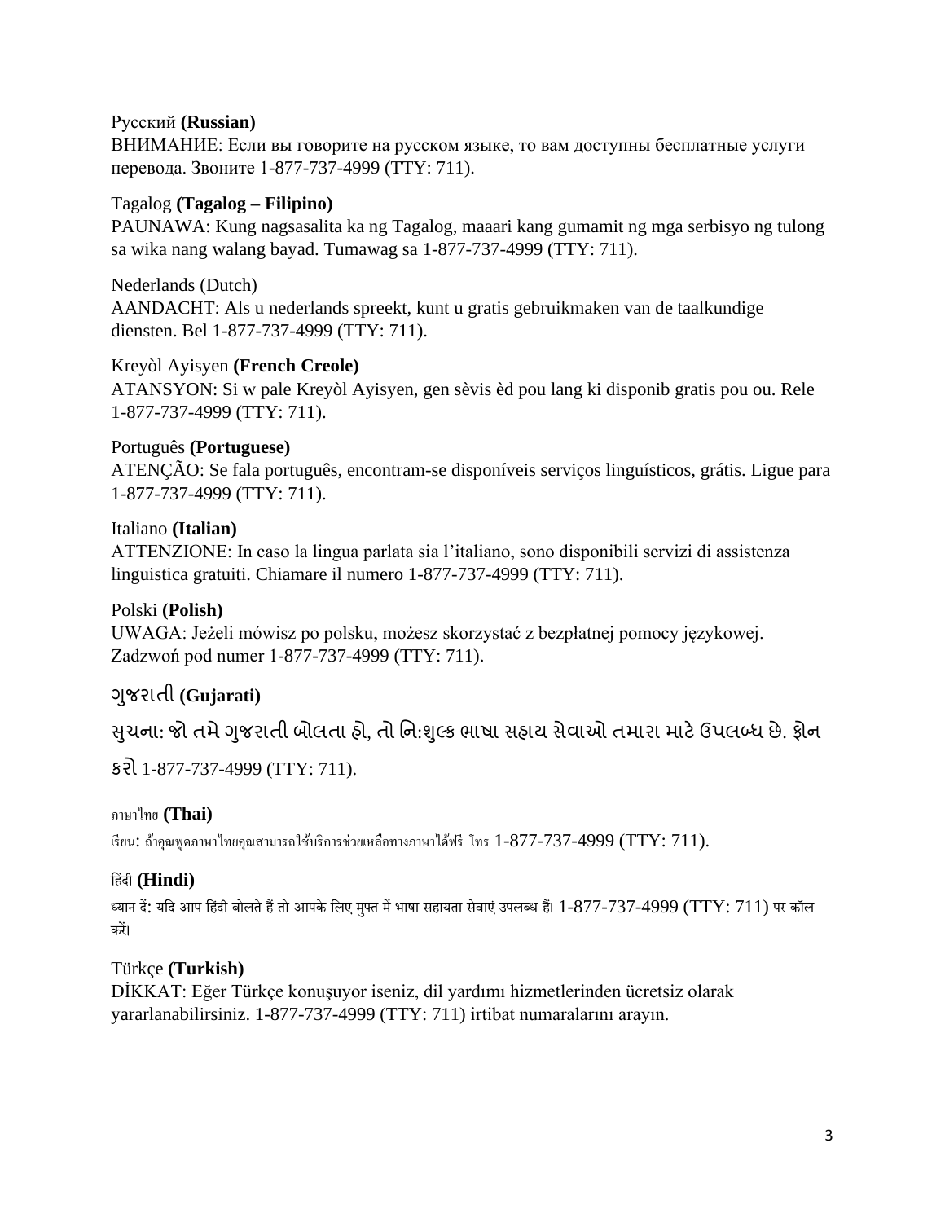Русский **(Russian)**
ВНИМАНИЕ: Если вы говорите на русском языке, то вам доступны бесплатные услуги перевода. Звоните 1-877-737-4999 (TTY: 711).

Tagalog **(Tagalog – Filipino)**
PAUNAWA: Kung nagsasalita ka ng Tagalog, maaari kang gumamit ng mga serbisyo ng tulong sa wika nang walang bayad. Tumawag sa 1-877-737-4999 (TTY: 711).

Nederlands (Dutch)
AANDACHT: Als u nederlands spreekt, kunt u gratis gebruikmaken van de taalkundige diensten. Bel 1-877-737-4999 (TTY: 711).

Kreyòl Ayisyen **(French Creole)**
ATANSYON: Si w pale Kreyòl Ayisyen, gen sèvis èd pou lang ki disponib gratis pou ou. Rele 1-877-737-4999 (TTY: 711).

Português **(Portuguese)**
ATENÇÃO: Se fala português, encontram-se disponíveis serviços linguísticos, grátis. Ligue para 1-877-737-4999 (TTY: 711).

Italiano **(Italian)**
ATTENZIONE: In caso la lingua parlata sia l'italiano, sono disponibili servizi di assistenza linguistica gratuiti. Chiamare il numero 1-877-737-4999 (TTY: 711).

Polski **(Polish)**
UWAGA: Jeżeli mówisz po polsku, możesz skorzystać z bezpłatnej pomocy językowej. Zadzwoń pod numer 1-877-737-4999 (TTY: 711).

ગુજરાતી **(Gujarati)**
સુચના: જો તમે ગુજરાતી બોલતા હો, તો નિ:શુલ્ક ભાષા સહાય સેવાઓ તમારા માટે ઉપલબ્ધ છે. ફોન કરો 1-877-737-4999 (TTY: 711).

ภาษาไทย **(Thai)**
เรียน: ถ้าคุณพูดภาษาไทยคุณสามารถใช้บริการช่วยเหลือทางภาษาได้ฟรี โทร 1-877-737-4999 (TTY: 711).

हिंदी **(Hindi)**
ध्यान दें: यदि आप हिंदी बोलते हैं तो आपके लिए मुफ्त में भाषा सहायता सेवाएं उपलब्ध हैं। 1-877-737-4999 (TTY: 711) पर कॉल करें।

Türkçe **(Turkish)**
DİKKAT: Eğer Türkçe konuşuyor iseniz, dil yardımı hizmetlerinden ücretsiz olarak yararlanabilirsiniz. 1-877-737-4999 (TTY: 711) irtibat numaralarını arayın.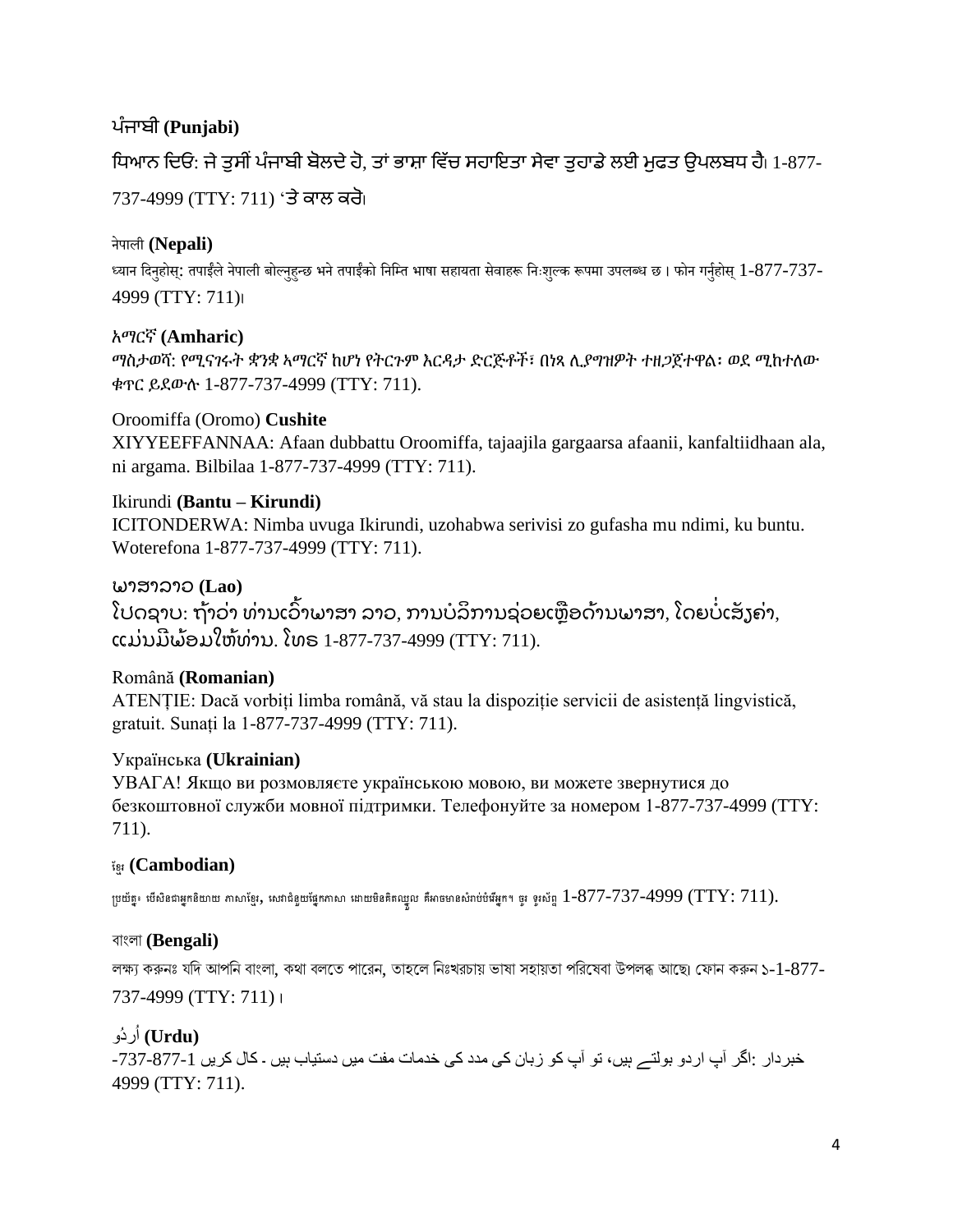ਪੰਜਾਬੀ **(Punjabi)**

ਧਿਆਨ ਦਿਓ: ਜੇ ਤੁਸੀਂ ਪੰਜਾਬੀ ਬੋਲਦੇ ਹੋ, ਤਾਂ ਭਾਸ਼ਾ ਵਿੱਚ ਸਹਾਇਤਾ ਸੇਵਾ ਤੁਹਾਡੇ ਲਈ ਮੁਫਤ ਉਪਲਬਧ ਹੈ। 1-877-737-4999 (TTY: 711) 'ਤੇ ਕਾਲ ਕਰੋ।

नेपाली **(Nepali)**

ध्यान दिनुहोस्: तपाईंले नेपाली बोल्नुहुन्छ भने तपाईंको निम्ति भाषा सहायता सेवाहरू निःशुल्क रूपमा उपलब्ध छ । फोन गर्नुहोस् 1-877-737-4999 (TTY: 711)।

አማርኛ **(Amharic)**

ማስታወሻ: የሚናገሩት ቋንቋ ኣማርኛ ከሆነ የትርጉም እርዳታ ድርጅቶች፣ በነጻ ሊያግዝዎት ተዘጋጀተዋል፡ ወደ ሚከተለው ቁጥር ይደውሉ 1-877-737-4999 (TTY: 711).

Oroomiffa (Oromo) **Cushite**

XIYYEEFFANNAA: Afaan dubbattu Oroomiffa, tajaajila gargaarsa afaanii, kanfaltiidhaan ala, ni argama. Bilbilaa 1-877-737-4999 (TTY: 711).

Ikirundi **(Bantu – Kirundi)**

ICITONDERWA: Nimba uvuga Ikirundi, uzohabwa serivisi zo gufasha mu ndimi, ku buntu. Woterefona 1-877-737-4999 (TTY: 711).

ພາສາລາວ **(Lao)**

ໂປດຊາບ: ຖ້າວ່າ ທ່ານເວົ້າພາສາ ລາວ, ການບໍລິການຊ່ວຍເຫຼືອດ້ານພາສາ, ໂດຍບໍ່ເສັງຄ່າ, ແມ່ນມີພ້ອມໃຫ້ທ່ານ. ໂທຣ 1-877-737-4999 (TTY: 711).

Română **(Romanian)**

ATENȚIE: Dacă vorbiți limba română, vă stau la dispoziție servicii de asistență lingvistică, gratuit. Sunați la 1-877-737-4999 (TTY: 711).

Українська **(Ukrainian)**

УВАГА! Якщо ви розмовляєте українською мовою, ви можете звернутися до безкоштовної служби мовної підтримки. Телефонуйте за номером 1-877-737-4999 (TTY: 711).

ខ្មែរ **(Cambodian)**

ប្រយ័ត្ន៖ បើសិនជាអ្នកនិយាយ ភាសាខ្មែរ, សេវាជំនួយផ្នែកភាសា ដោយមិនគិតឈ្នួល គឺអាចមានសំរាប់បំរើអ្នក។ ចូរ ទូរស័ព្ទ 1-877-737-4999 (TTY: 711).

বাংলা **(Bengali)**

লক্ষ্য করুনঃ যদি আপনি বাংলা, কথা বলতে পারেন, তাহলে নিঃখরচায় ভাষা সহায়তা পরিষেবা উপলব্ধ আছে। ফোন করুন ১-1-877-737-4999 (TTY: 711)।

اُردُو **(Urdu)**

خبردار :اگر آپ اردو بولتے ہیں، تو آپ کو زبان کی مدد کی خدمات مفت میں دستیاب ہیں ۔ کال کریں 1-877-737-4999 (TTY: 711).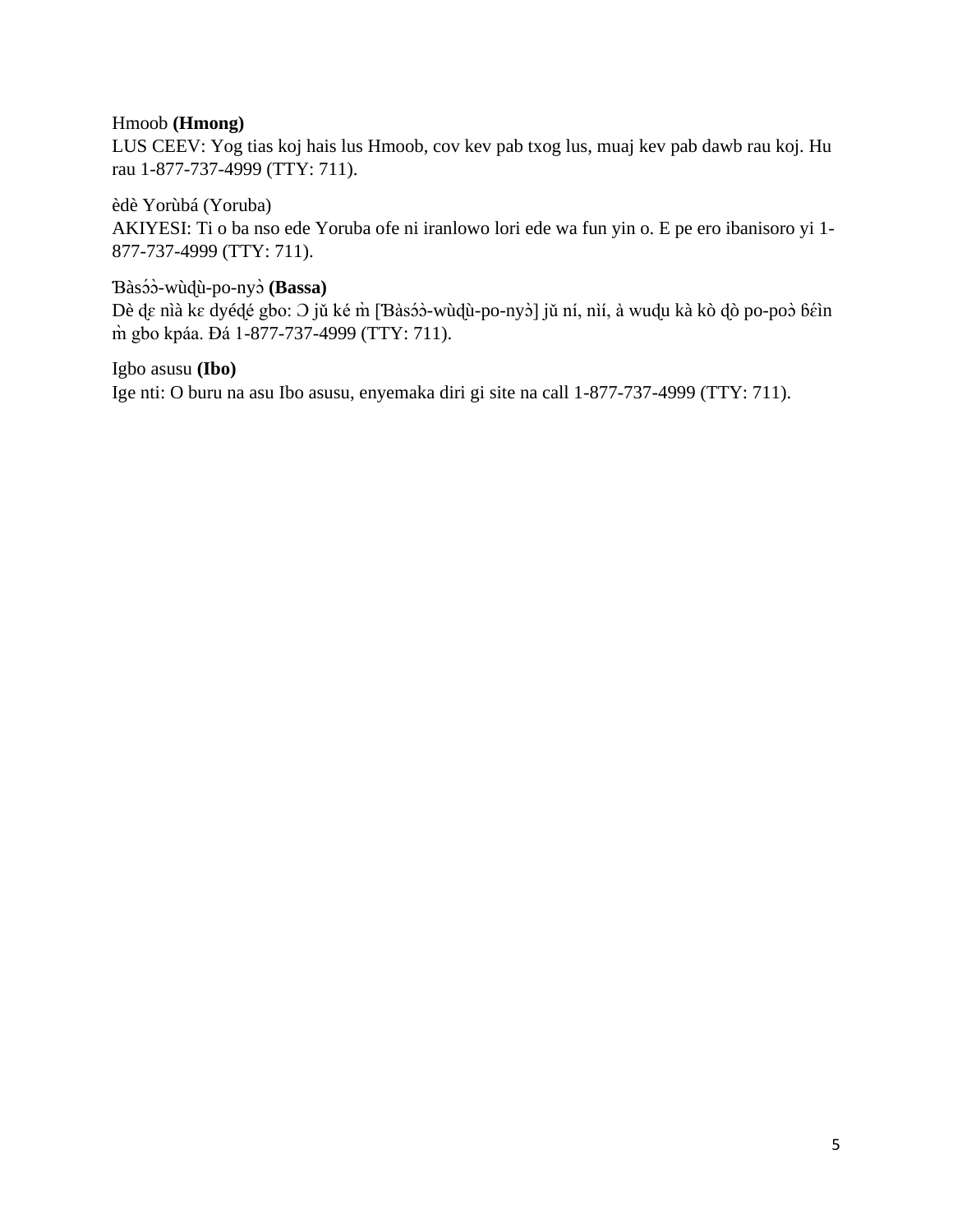Hmoob **(Hmong)**
LUS CEEV: Yog tias koj hais lus Hmoob, cov kev pab txog lus, muaj kev pab dawb rau koj. Hu rau 1-877-737-4999 (TTY: 711).

èdè Yorùbá (Yoruba)
AKIYESI: Ti o ba nso ede Yoruba ofe ni iranlowo lori ede wa fun yin o. E pe ero ibanisoro yi 1-877-737-4999 (TTY: 711).

Ɓàsɔ́ɔ̀-wùɖù-po-nyɔ̀ **(Bassa)**
Dè ɖɛ nìà kɛ dyéɖé gbo: Ɔ jǔ ké m̀ [Ɓàsɔ́ɔ̀-wùɖù-po-nyɔ̀] jǔ ní, nìí, à wuɖu kà kò ɖò po-poɔ̀ ɓɛ́ìn m̀ gbo kpáa. Đá 1-877-737-4999 (TTY: 711).

Igbo asusu **(Ibo)**
Ige nti: O buru na asu Ibo asusu, enyemaka diri gi site na call 1-877-737-4999 (TTY: 711).